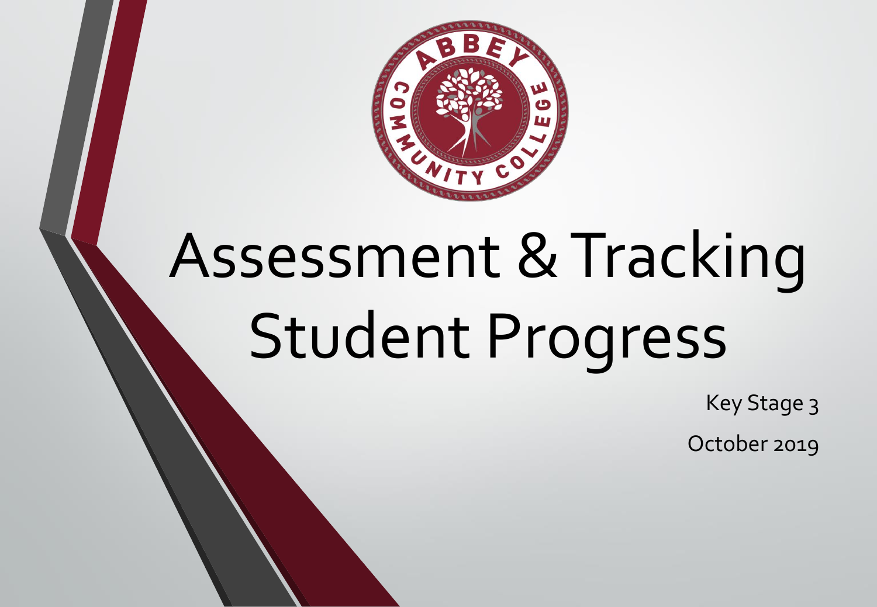# Assessment & Tracking Student Progress

Key Stage 3

October 2019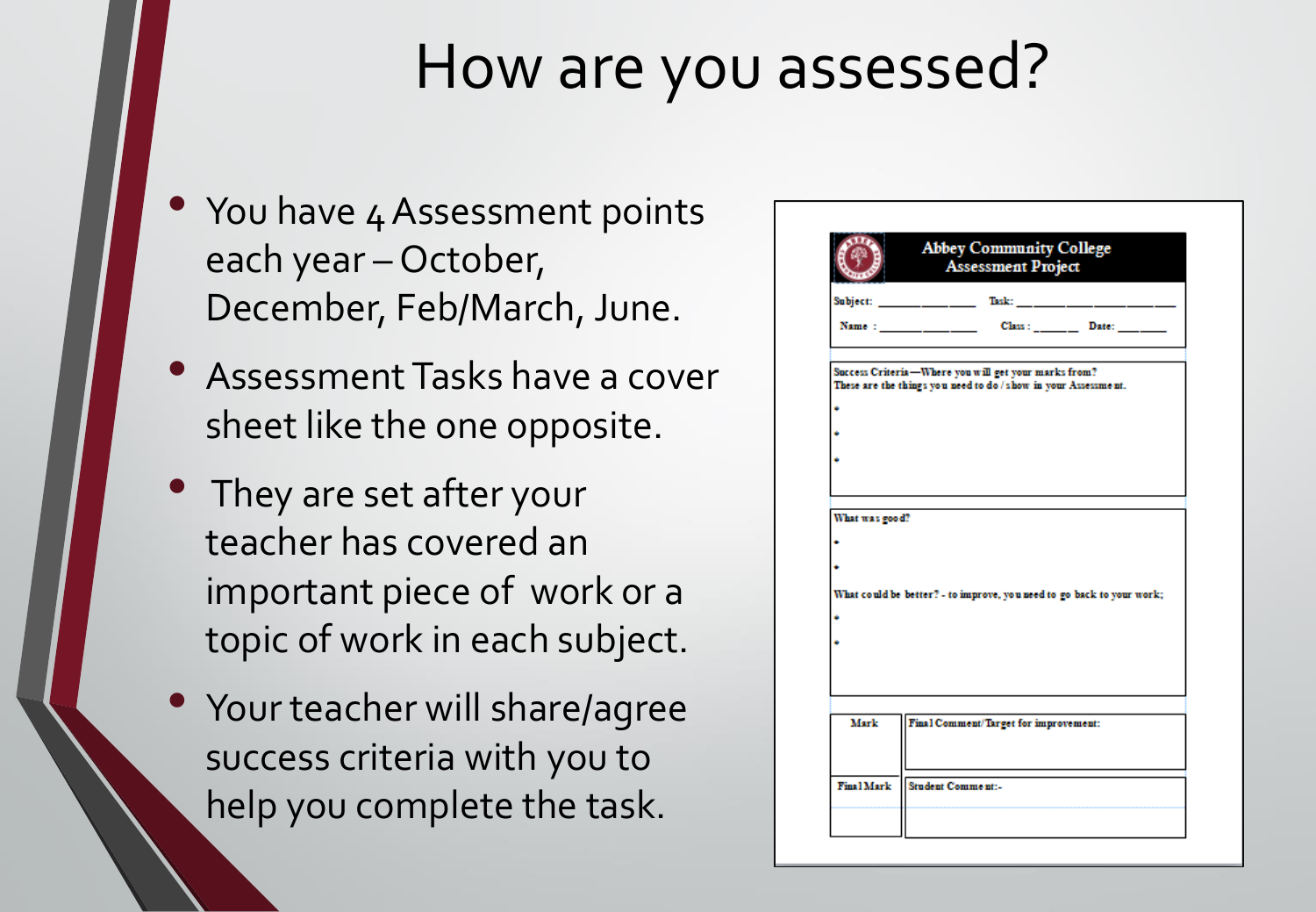# How are you assessed?

- You have 4 Assessment points each year – October, December, Feb/March, June.
- Assessment Tasks have a cover sheet like the one opposite.
- They are set after your teacher has covered an important piece of work or a topic of work in each subject.
- Your teacher will share/agree success criteria with you to help you complete the task.

**Abbey Community College**
**Assessment Project**

Subject: ____________ Task: ____________________

Name : ____________ Class : ______ Date: ______

Success Criteria—Where you will get your marks from?
These are the things you need to do / show in your Assessment.

-
-
-

What was good?

-
-

What could be better? - to improve, you need to go back to your work;

-
-

| Mark | Final Comment/Target for improvement: |
| --- | --- |
| Final Mark | Student Comment:- |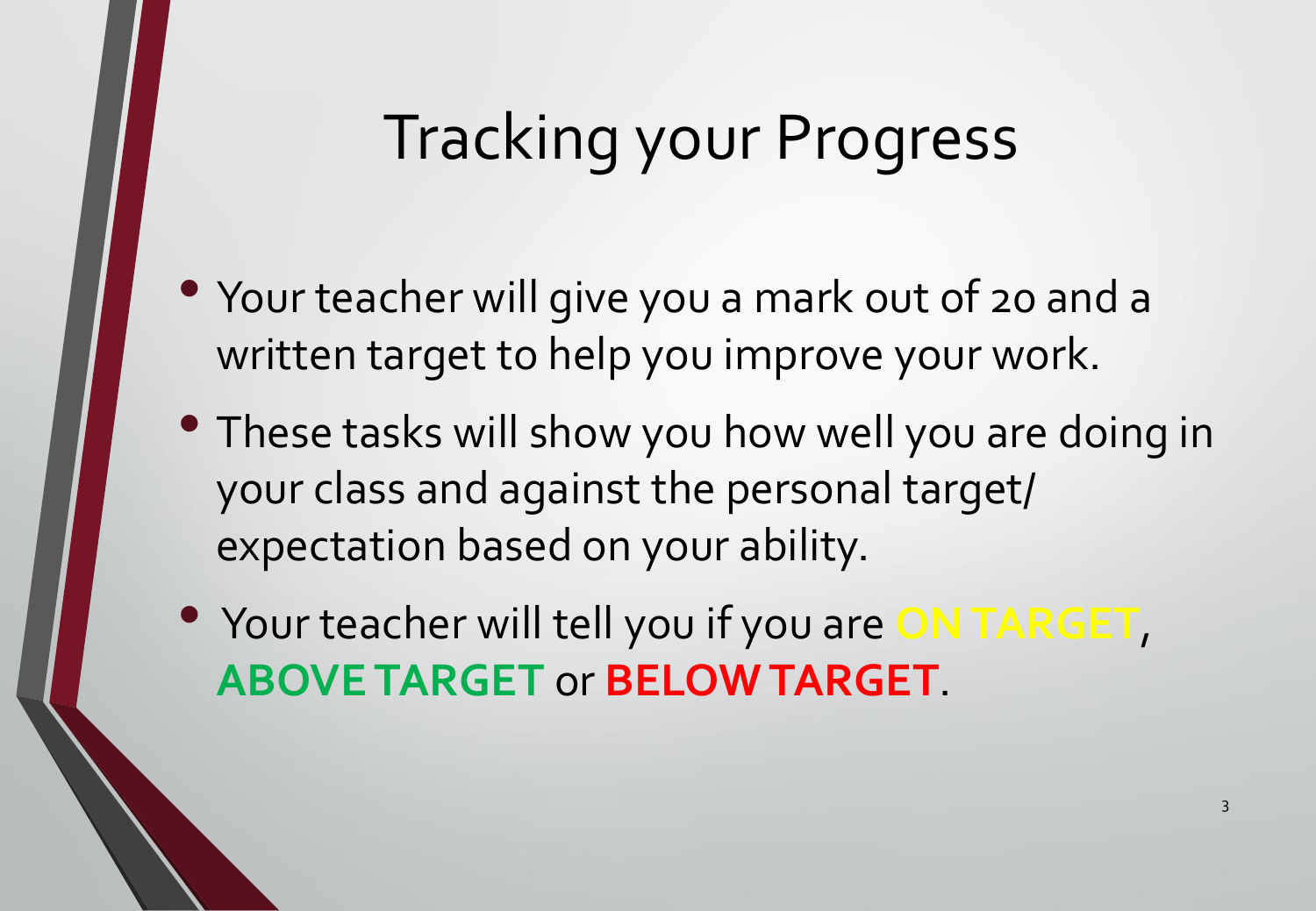# Tracking your Progress

- Your teacher will give you a mark out of 20 and a written target to help you improve your work.
- These tasks will show you how well you are doing in your class and against the personal target/ expectation based on your ability.
- Your teacher will tell you if you are **ON TARGET**, **ABOVE TARGET** or **BELOW TARGET**.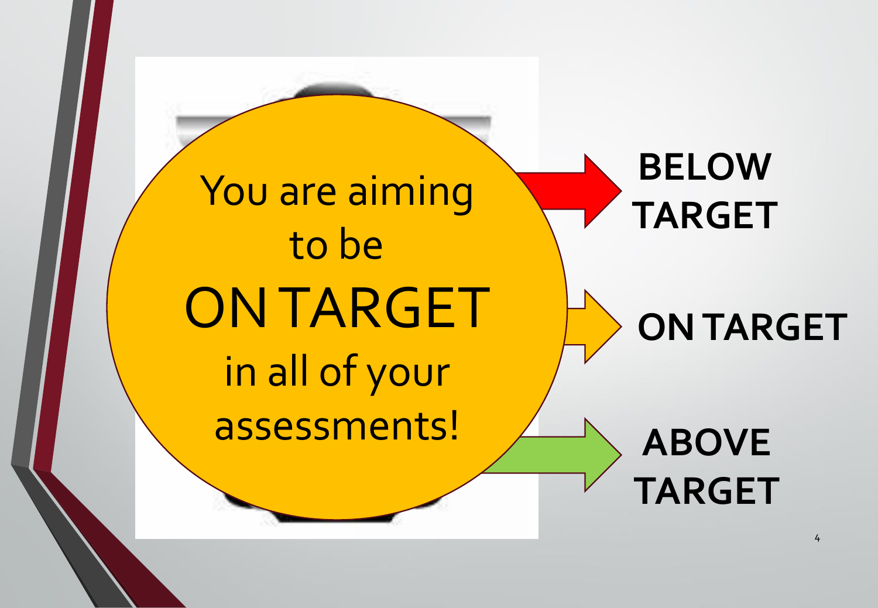You are aiming to be

ON TARGET

in all of your assessments!

**BELOW TARGET**

**ON TARGET**

**ABOVE TARGET**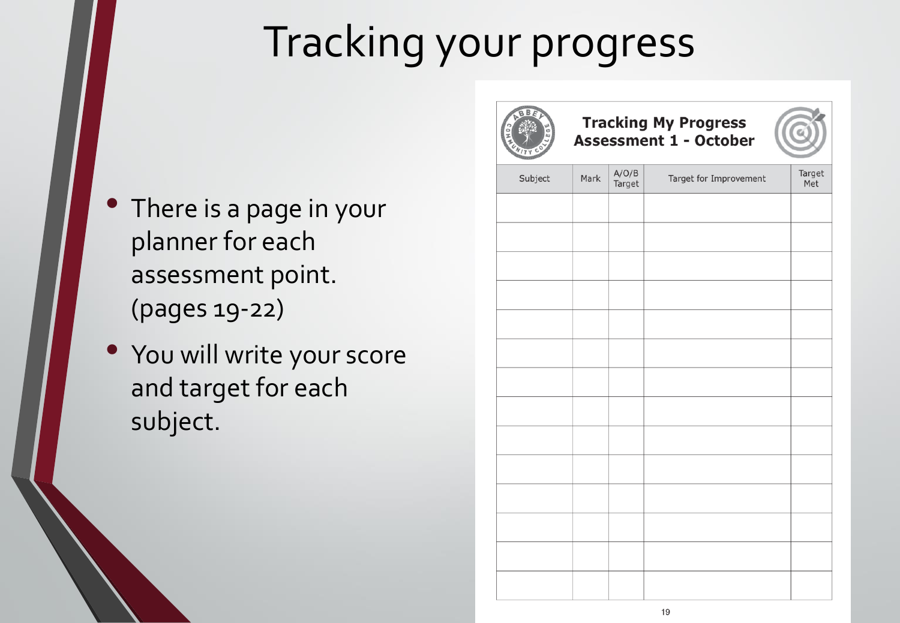# Tracking your progress

- There is a page in your planner for each assessment point. (pages 19-22)
- You will write your score and target for each subject.

**Tracking My Progress**
**Assessment 1 - October**

| Subject | Mark | A/O/B Target | Target for Improvement | Target Met |
|---|---|---|---|---|
| | | | | |
| | | | | |
| | | | | |
| | | | | |
| | | | | |
| | | | | |
| | | | | |
| | | | | |
| | | | | |
| | | | | |
| | | | | |
| | | | | |
| | | | | |
| | | | | |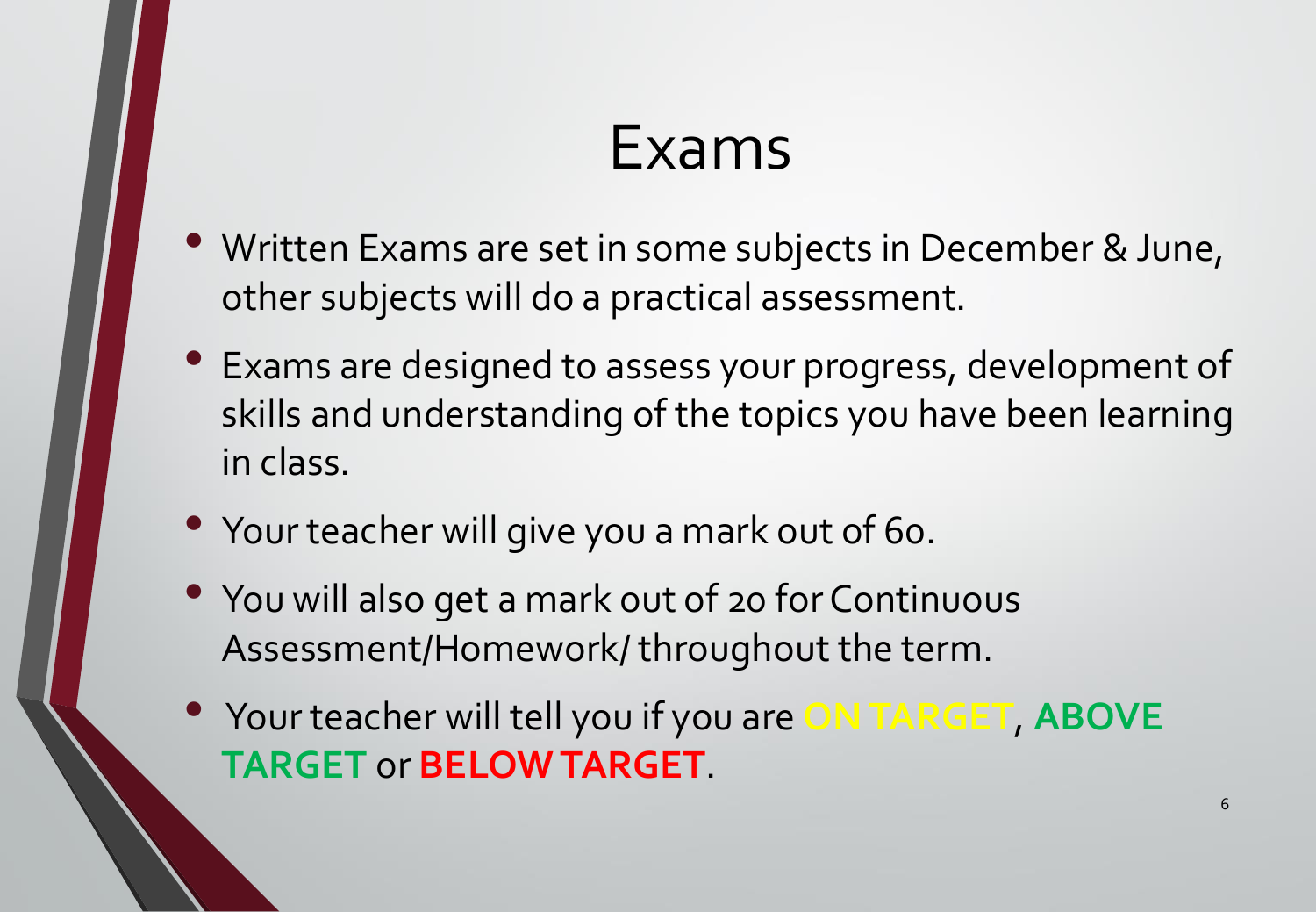# Exams

- Written Exams are set in some subjects in December & June, other subjects will do a practical assessment.
- Exams are designed to assess your progress, development of skills and understanding of the topics you have been learning in class.
- Your teacher will give you a mark out of 60.
- You will also get a mark out of 20 for Continuous Assessment/Homework/ throughout the term.
- Your teacher will tell you if you are **ON TARGET**, **ABOVE TARGET** or **BELOW TARGET**.